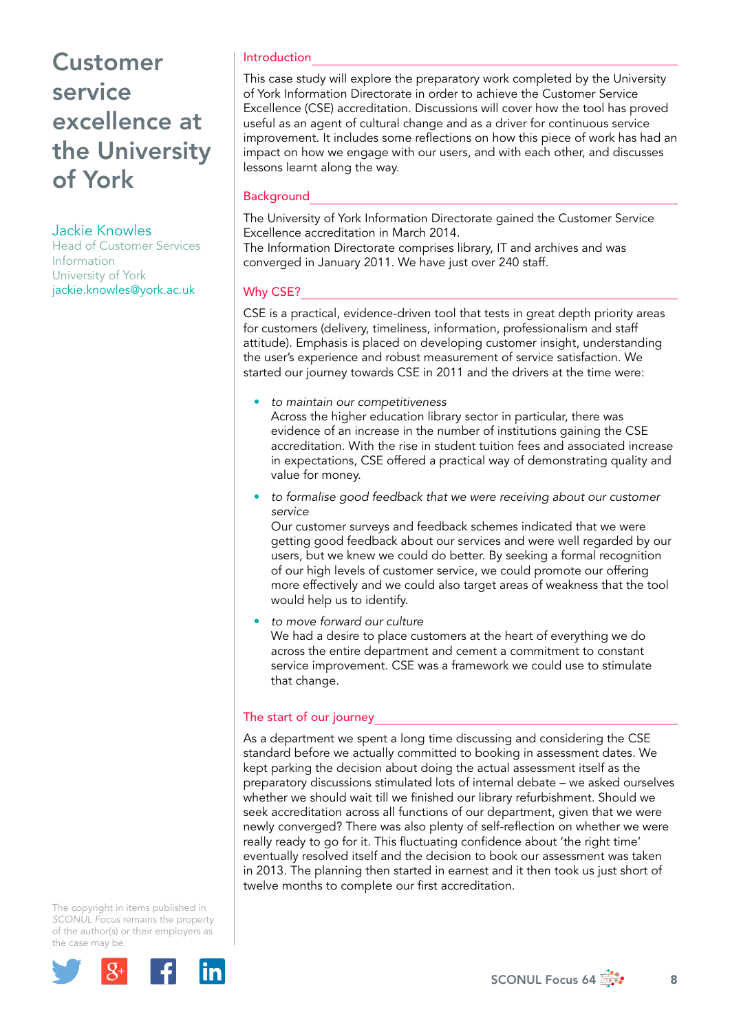# Customer service excellence at the University of York

Jackie Knowles
Head of Customer Services
Information
University of York
jackie.knowles@york.ac.uk

The copyright in items published in *SCONUL Focus* remains the property of the author(s) or their employers as the case may be.

## Introduction

This case study will explore the preparatory work completed by the University of York Information Directorate in order to achieve the Customer Service Excellence (CSE) accreditation. Discussions will cover how the tool has proved useful as an agent of cultural change and as a driver for continuous service improvement. It includes some reflections on how this piece of work has had an impact on how we engage with our users, and with each other, and discusses lessons learnt along the way.

## Background

The University of York Information Directorate gained the Customer Service Excellence accreditation in March 2014.

The Information Directorate comprises library, IT and archives and was converged in January 2011. We have just over 240 staff.

## Why CSE?

CSE is a practical, evidence-driven tool that tests in great depth priority areas for customers (delivery, timeliness, information, professionalism and staff attitude). Emphasis is placed on developing customer insight, understanding the user's experience and robust measurement of service satisfaction. We started our journey towards CSE in 2011 and the drivers at the time were:

- *to maintain our competitiveness*
  Across the higher education library sector in particular, there was evidence of an increase in the number of institutions gaining the CSE accreditation. With the rise in student tuition fees and associated increase in expectations, CSE offered a practical way of demonstrating quality and value for money.
- *to formalise good feedback that we were receiving about our customer service*
  Our customer surveys and feedback schemes indicated that we were getting good feedback about our services and were well regarded by our users, but we knew we could do better. By seeking a formal recognition of our high levels of customer service, we could promote our offering more effectively and we could also target areas of weakness that the tool would help us to identify.
- *to move forward our culture*
  We had a desire to place customers at the heart of everything we do across the entire department and cement a commitment to constant service improvement. CSE was a framework we could use to stimulate that change.

## The start of our journey

As a department we spent a long time discussing and considering the CSE standard before we actually committed to booking in assessment dates. We kept parking the decision about doing the actual assessment itself as the preparatory discussions stimulated lots of internal debate – we asked ourselves whether we should wait till we finished our library refurbishment. Should we seek accreditation across all functions of our department, given that we were newly converged? There was also plenty of self-reflection on whether we were really ready to go for it. This fluctuating confidence about 'the right time' eventually resolved itself and the decision to book our assessment was taken in 2013. The planning then started in earnest and it then took us just short of twelve months to complete our first accreditation.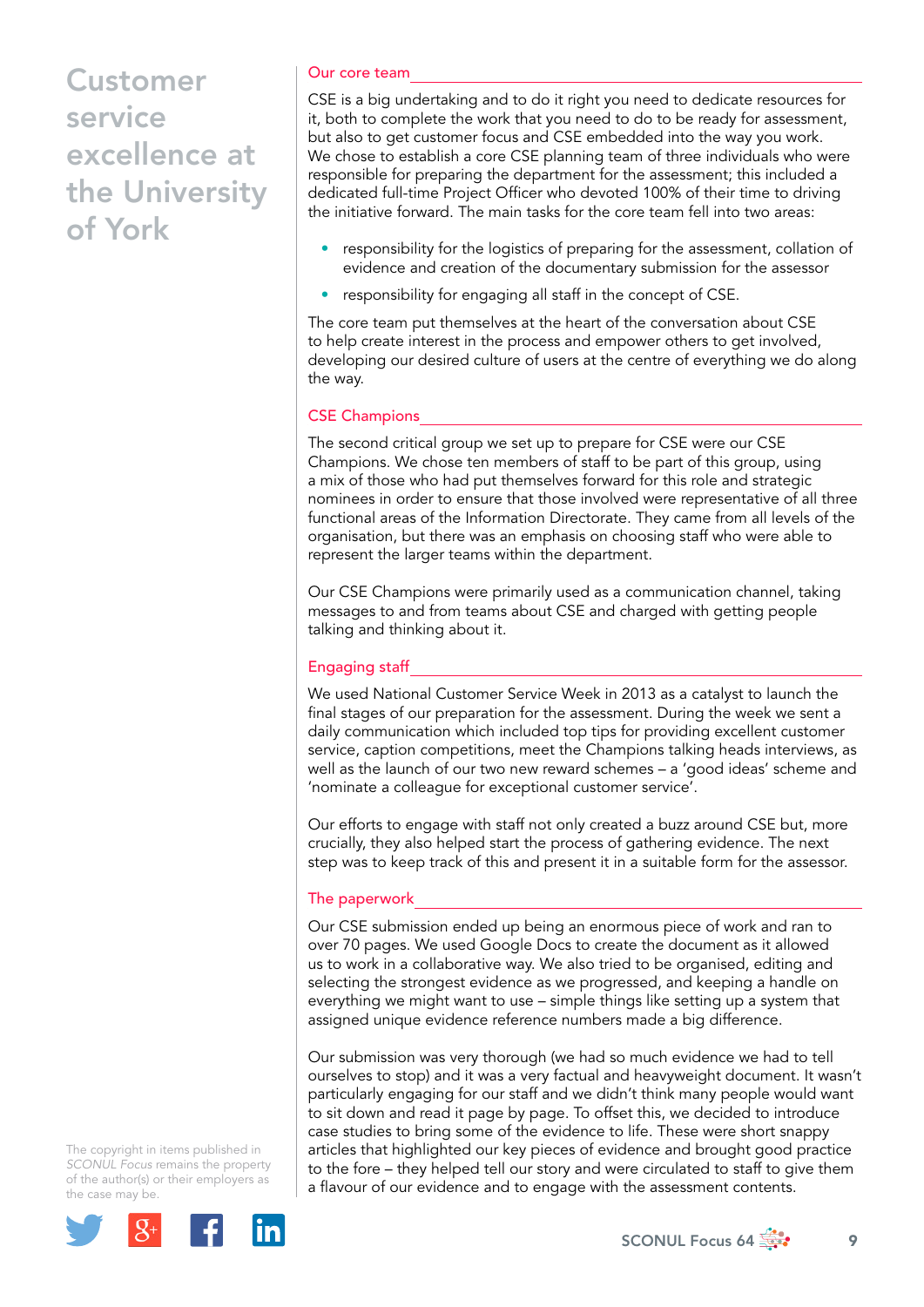# Customer service excellence at the University of York

## Our core team

CSE is a big undertaking and to do it right you need to dedicate resources for it, both to complete the work that you need to do to be ready for assessment, but also to get customer focus and CSE embedded into the way you work. We chose to establish a core CSE planning team of three individuals who were responsible for preparing the department for the assessment; this included a dedicated full-time Project Officer who devoted 100% of their time to driving the initiative forward. The main tasks for the core team fell into two areas:

- responsibility for the logistics of preparing for the assessment, collation of evidence and creation of the documentary submission for the assessor
- responsibility for engaging all staff in the concept of CSE.

The core team put themselves at the heart of the conversation about CSE to help create interest in the process and empower others to get involved, developing our desired culture of users at the centre of everything we do along the way.

## CSE Champions

The second critical group we set up to prepare for CSE were our CSE Champions. We chose ten members of staff to be part of this group, using a mix of those who had put themselves forward for this role and strategic nominees in order to ensure that those involved were representative of all three functional areas of the Information Directorate. They came from all levels of the organisation, but there was an emphasis on choosing staff who were able to represent the larger teams within the department.

Our CSE Champions were primarily used as a communication channel, taking messages to and from teams about CSE and charged with getting people talking and thinking about it.

## Engaging staff

We used National Customer Service Week in 2013 as a catalyst to launch the final stages of our preparation for the assessment. During the week we sent a daily communication which included top tips for providing excellent customer service, caption competitions, meet the Champions talking heads interviews, as well as the launch of our two new reward schemes – a 'good ideas' scheme and 'nominate a colleague for exceptional customer service'.

Our efforts to engage with staff not only created a buzz around CSE but, more crucially, they also helped start the process of gathering evidence. The next step was to keep track of this and present it in a suitable form for the assessor.

## The paperwork

Our CSE submission ended up being an enormous piece of work and ran to over 70 pages. We used Google Docs to create the document as it allowed us to work in a collaborative way. We also tried to be organised, editing and selecting the strongest evidence as we progressed, and keeping a handle on everything we might want to use – simple things like setting up a system that assigned unique evidence reference numbers made a big difference.

Our submission was very thorough (we had so much evidence we had to tell ourselves to stop) and it was a very factual and heavyweight document. It wasn't particularly engaging for our staff and we didn't think many people would want to sit down and read it page by page. To offset this, we decided to introduce case studies to bring some of the evidence to life. These were short snappy articles that highlighted our key pieces of evidence and brought good practice to the fore – they helped tell our story and were circulated to staff to give them a flavour of our evidence and to engage with the assessment contents.

The copyright in items published in *SCONUL Focus* remains the property of the author(s) or their employers as the case may be.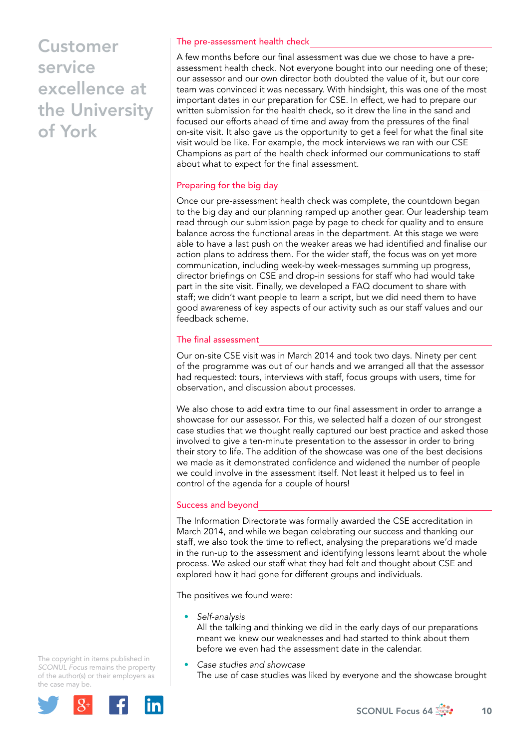### The pre-assessment health check

A few months before our final assessment was due we chose to have a pre-assessment health check. Not everyone bought into our needing one of these; our assessor and our own director both doubted the value of it, but our core team was convinced it was necessary. With hindsight, this was one of the most important dates in our preparation for CSE. In effect, we had to prepare our written submission for the health check, so it drew the line in the sand and focused our efforts ahead of time and away from the pressures of the final on-site visit. It also gave us the opportunity to get a feel for what the final site visit would be like. For example, the mock interviews we ran with our CSE Champions as part of the health check informed our communications to staff about what to expect for the final assessment.

### Preparing for the big day

Once our pre-assessment health check was complete, the countdown began to the big day and our planning ramped up another gear. Our leadership team read through our submission page by page to check for quality and to ensure balance across the functional areas in the department. At this stage we were able to have a last push on the weaker areas we had identified and finalise our action plans to address them. For the wider staff, the focus was on yet more communication, including week-by week-messages summing up progress, director briefings on CSE and drop-in sessions for staff who had would take part in the site visit. Finally, we developed a FAQ document to share with staff; we didn't want people to learn a script, but we did need them to have good awareness of key aspects of our activity such as our staff values and our feedback scheme.

### The final assessment

Our on-site CSE visit was in March 2014 and took two days. Ninety per cent of the programme was out of our hands and we arranged all that the assessor had requested: tours, interviews with staff, focus groups with users, time for observation, and discussion about processes.

We also chose to add extra time to our final assessment in order to arrange a showcase for our assessor. For this, we selected half a dozen of our strongest case studies that we thought really captured our best practice and asked those involved to give a ten-minute presentation to the assessor in order to bring their story to life. The addition of the showcase was one of the best decisions we made as it demonstrated confidence and widened the number of people we could involve in the assessment itself. Not least it helped us to feel in control of the agenda for a couple of hours!

### Success and beyond

The Information Directorate was formally awarded the CSE accreditation in March 2014, and while we began celebrating our success and thanking our staff, we also took the time to reflect, analysing the preparations we'd made in the run-up to the assessment and identifying lessons learnt about the whole process. We asked our staff what they had felt and thought about CSE and explored how it had gone for different groups and individuals.

The positives we found were:

- *Self-analysis*  
  All the talking and thinking we did in the early days of our preparations meant we knew our weaknesses and had started to think about them before we even had the assessment date in the calendar.
- *Case studies and showcase*  
  The use of case studies was liked by everyone and the showcase brought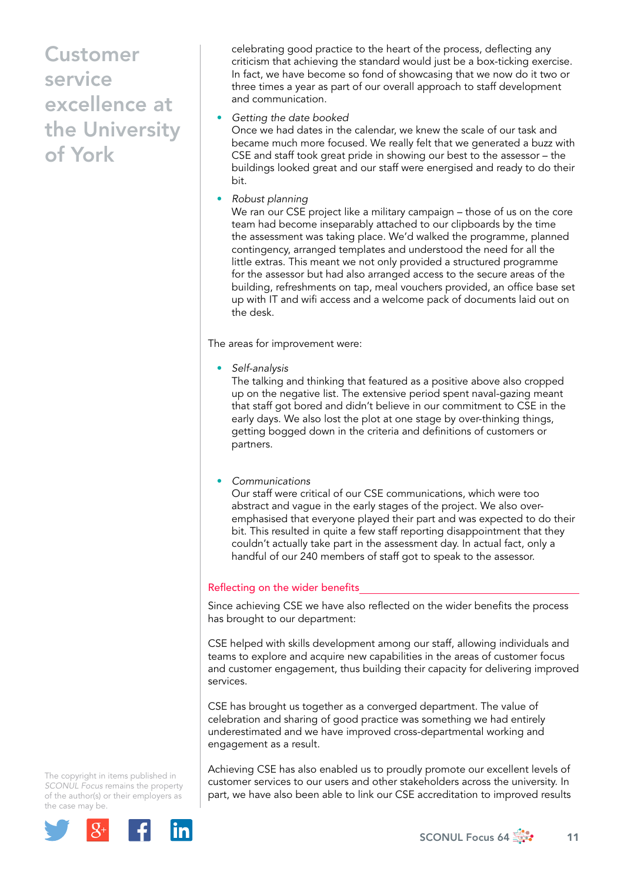celebrating good practice to the heart of the process, deflecting any criticism that achieving the standard would just be a box-ticking exercise. In fact, we have become so fond of showcasing that we now do it two or three times a year as part of our overall approach to staff development and communication.

- *Getting the date booked*
  Once we had dates in the calendar, we knew the scale of our task and became much more focused. We really felt that we generated a buzz with CSE and staff took great pride in showing our best to the assessor – the buildings looked great and our staff were energised and ready to do their bit.

- *Robust planning*
  We ran our CSE project like a military campaign – those of us on the core team had become inseparably attached to our clipboards by the time the assessment was taking place. We'd walked the programme, planned contingency, arranged templates and understood the need for all the little extras. This meant we not only provided a structured programme for the assessor but had also arranged access to the secure areas of the building, refreshments on tap, meal vouchers provided, an office base set up with IT and wifi access and a welcome pack of documents laid out on the desk.

The areas for improvement were:

- *Self-analysis*
  The talking and thinking that featured as a positive above also cropped up on the negative list. The extensive period spent naval-gazing meant that staff got bored and didn't believe in our commitment to CSE in the early days. We also lost the plot at one stage by over-thinking things, getting bogged down in the criteria and definitions of customers or partners.

- *Communications*
  Our staff were critical of our CSE communications, which were too abstract and vague in the early stages of the project. We also over-emphasised that everyone played their part and was expected to do their bit. This resulted in quite a few staff reporting disappointment that they couldn't actually take part in the assessment day. In actual fact, only a handful of our 240 members of staff got to speak to the assessor.

## Reflecting on the wider benefits

Since achieving CSE we have also reflected on the wider benefits the process has brought to our department:

CSE helped with skills development among our staff, allowing individuals and teams to explore and acquire new capabilities in the areas of customer focus and customer engagement, thus building their capacity for delivering improved services.

CSE has brought us together as a converged department. The value of celebration and sharing of good practice was something we had entirely underestimated and we have improved cross-departmental working and engagement as a result.

Achieving CSE has also enabled us to proudly promote our excellent levels of customer services to our users and other stakeholders across the university. In part, we have also been able to link our CSE accreditation to improved results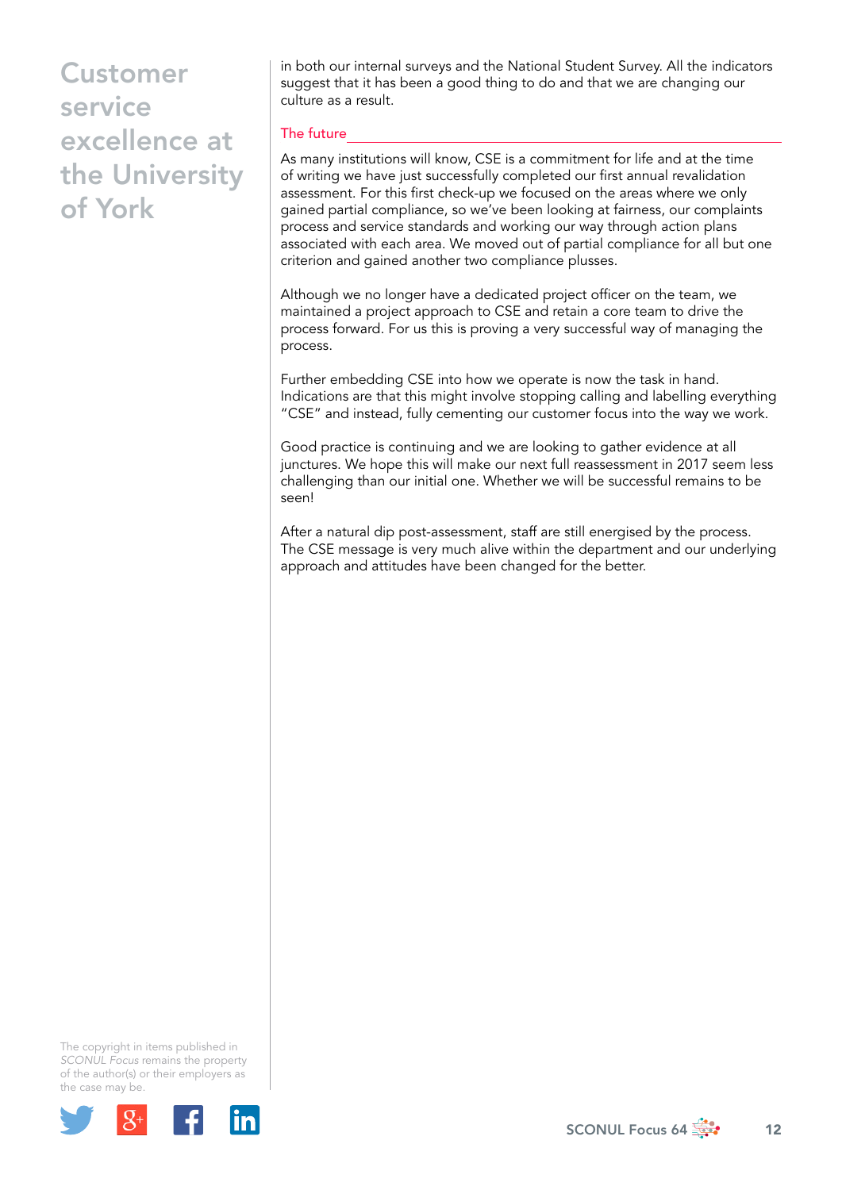in both our internal surveys and the National Student Survey. All the indicators suggest that it has been a good thing to do and that we are changing our culture as a result.

## The future

As many institutions will know, CSE is a commitment for life and at the time of writing we have just successfully completed our first annual revalidation assessment. For this first check-up we focused on the areas where we only gained partial compliance, so we've been looking at fairness, our complaints process and service standards and working our way through action plans associated with each area. We moved out of partial compliance for all but one criterion and gained another two compliance plusses.

Although we no longer have a dedicated project officer on the team, we maintained a project approach to CSE and retain a core team to drive the process forward. For us this is proving a very successful way of managing the process.

Further embedding CSE into how we operate is now the task in hand. Indications are that this might involve stopping calling and labelling everything "CSE" and instead, fully cementing our customer focus into the way we work.

Good practice is continuing and we are looking to gather evidence at all junctures. We hope this will make our next full reassessment in 2017 seem less challenging than our initial one. Whether we will be successful remains to be seen!

After a natural dip post-assessment, staff are still energised by the process. The CSE message is very much alive within the department and our underlying approach and attitudes have been changed for the better.

The copyright in items published in *SCONUL Focus* remains the property of the author(s) or their employers as the case may be.